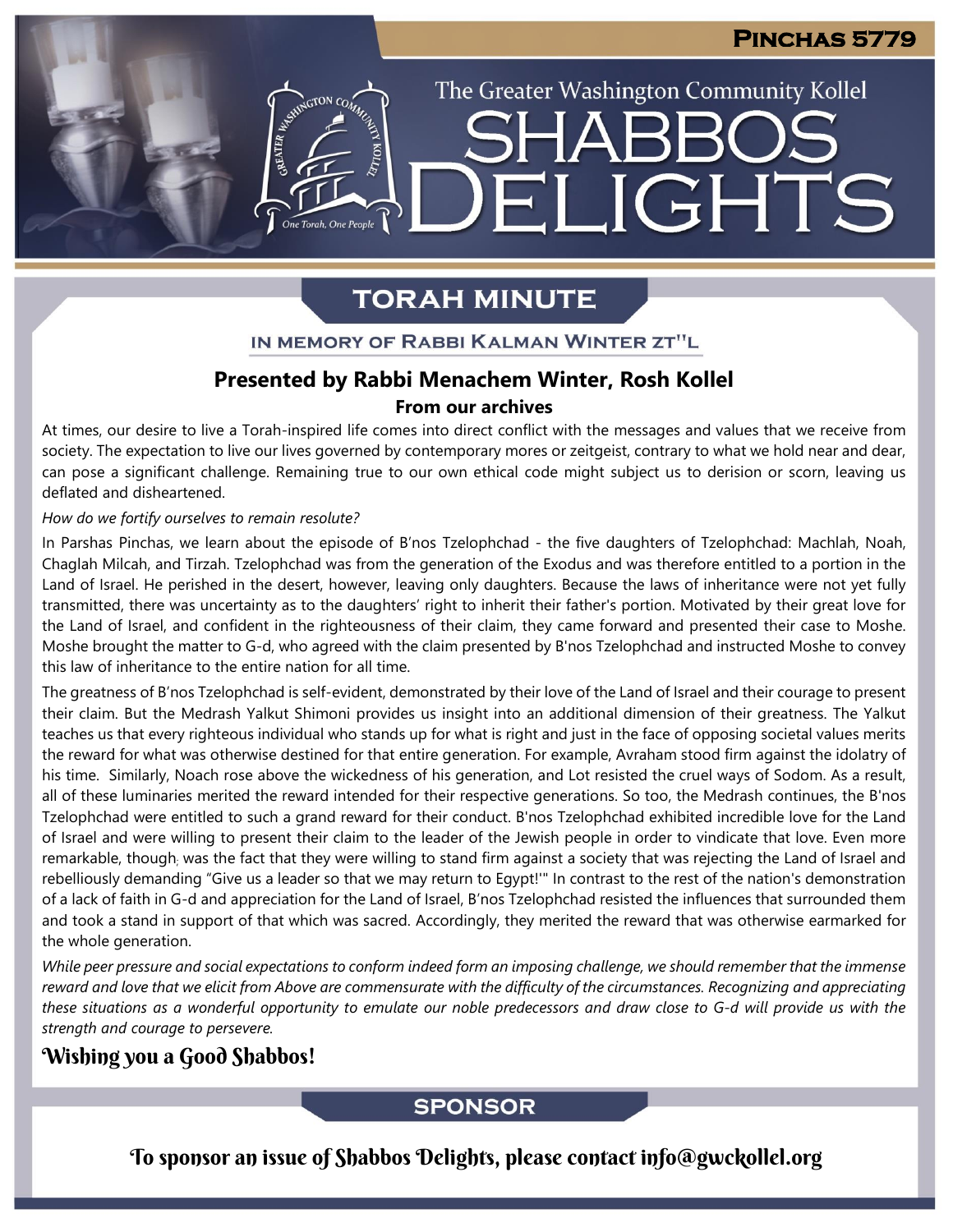Pinchas 5779

The Greater Washington Community Kollel

# SHABBOS DELIGHTS

## TORAH MINUTE

IN MEMORY OF RABBI KALMAN WINTER ZT"L

### Presented by Rabbi Menachem Winter, Rosh Kollel

**From our archives**

At times, our desire to live a Torah-inspired life comes into direct conflict with the messages and values that we receive from society. The expectation to live our lives governed by contemporary mores or zeitgeist, contrary to what we hold near and dear, can pose a significant challenge. Remaining true to our own ethical code might subject us to derision or scorn, leaving us deflated and disheartened.

*How do we fortify ourselves to remain resolute?*

In Parshas Pinchas, we learn about the episode of B'nos Tzelophchad - the five daughters of Tzelophchad: Machlah, Noah, Chaglah Milcah, and Tirzah. Tzelophchad was from the generation of the Exodus and was therefore entitled to a portion in the Land of Israel. He perished in the desert, however, leaving only daughters. Because the laws of inheritance were not yet fully transmitted, there was uncertainty as to the daughters' right to inherit their father's portion. Motivated by their great love for the Land of Israel, and confident in the righteousness of their claim, they came forward and presented their case to Moshe. Moshe brought the matter to G-d, who agreed with the claim presented by B'nos Tzelophchad and instructed Moshe to convey this law of inheritance to the entire nation for all time.

The greatness of B'nos Tzelophchad is self-evident, demonstrated by their love of the Land of Israel and their courage to present their claim. But the Medrash Yalkut Shimoni provides us insight into an additional dimension of their greatness. The Yalkut teaches us that every righteous individual who stands up for what is right and just in the face of opposing societal values merits the reward for what was otherwise destined for that entire generation. For example, Avraham stood firm against the idolatry of his time. Similarly, Noach rose above the wickedness of his generation, and Lot resisted the cruel ways of Sodom. As a result, all of these luminaries merited the reward intended for their respective generations. So too, the Medrash continues, the B'nos Tzelophchad were entitled to such a grand reward for their conduct. B'nos Tzelophchad exhibited incredible love for the Land of Israel and were willing to present their claim to the leader of the Jewish people in order to vindicate that love. Even more remarkable, though; was the fact that they were willing to stand firm against a society that was rejecting the Land of Israel and rebelliously demanding "Give us a leader so that we may return to Egypt!'" In contrast to the rest of the nation's demonstration of a lack of faith in G-d and appreciation for the Land of Israel, B'nos Tzelophchad resisted the influences that surrounded them and took a stand in support of that which was sacred. Accordingly, they merited the reward that was otherwise earmarked for the whole generation.

*While peer pressure and social expectations to conform indeed form an imposing challenge, we should remember that the immense reward and love that we elicit from Above are commensurate with the difficulty of the circumstances. Recognizing and appreciating these situations as a wonderful opportunity to emulate our noble predecessors and draw close to G-d will provide us with the strength and courage to persevere.*

**Wishing you a Good Shabbos!**

## SPONSOR

To sponsor an issue of Shabbos Delights, please contact info@gwckollel.org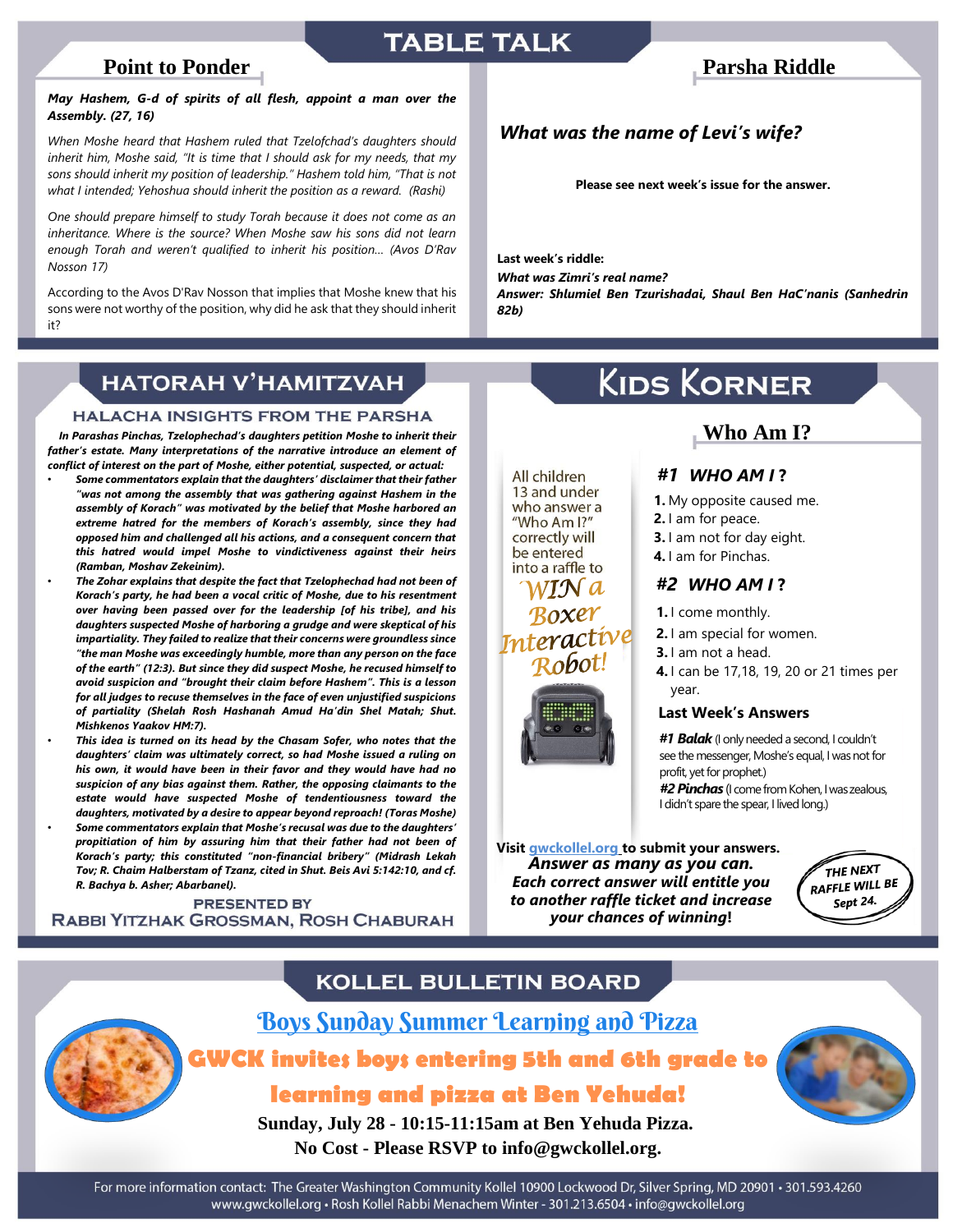# TABLE TALK

## Point to Ponder

***May Hashem, G-d of spirits of all flesh, appoint a man over the Assembly. (27, 16)***

*When Moshe heard that Hashem ruled that Tzelofchad's daughters should inherit him, Moshe said, "It is time that I should ask for my needs, that my sons should inherit my position of leadership." Hashem told him, "That is not what I intended; Yehoshua should inherit the position as a reward. (Rashi)*

*One should prepare himself to study Torah because it does not come as an inheritance. Where is the source? When Moshe saw his sons did not learn enough Torah and weren't qualified to inherit his position… (Avos D'Rav Nosson 17)*

According to the Avos D'Rav Nosson that implies that Moshe knew that his sons were not worthy of the position, why did he ask that they should inherit it?

## Parsha Riddle

***What was the name of Levi's wife?***

**Please see next week's issue for the answer.**

**Last week's riddle:**

***What was Zimri's real name?***

***Answer: Shlumiel Ben Tzurishadai, Shaul Ben HaC'nanis (Sanhedrin 82b)***

# HATORAH V'HAMITZVAH

## HALACHA INSIGHTS FROM THE PARSHA

***In Parashas Pinchas, Tzelophechad's daughters petition Moshe to inherit their father's estate. Many interpretations of the narrative introduce an element of conflict of interest on the part of Moshe, either potential, suspected, or actual:***

- ***Some commentators explain that the daughters' disclaimer that their father "was not among the assembly that was gathering against Hashem in the assembly of Korach" was motivated by the belief that Moshe harbored an extreme hatred for the members of Korach's assembly, since they had opposed him and challenged all his actions, and a consequent concern that this hatred would impel Moshe to vindictiveness against their heirs (Ramban, Moshav Zekeinim).***
- ***The Zohar explains that despite the fact that Tzelophechad had not been of Korach's party, he had been a vocal critic of Moshe, due to his resentment over having been passed over for the leadership [of his tribe], and his daughters suspected Moshe of harboring a grudge and were skeptical of his impartiality. They failed to realize that their concerns were groundless since "the man Moshe was exceedingly humble, more than any person on the face of the earth" (12:3). But since they did suspect Moshe, he recused himself to avoid suspicion and "brought their claim before Hashem". This is a lesson for all judges to recuse themselves in the face of even unjustified suspicions of partiality (Shelah Rosh Hashanah Amud Ha'din Shel Matah; Shut. Mishkenos Yaakov HM:7).***
- ***This idea is turned on its head by the Chasam Sofer, who notes that the daughters' claim was ultimately correct, so had Moshe issued a ruling on his own, it would have been in their favor and they would have had no suspicion of any bias against them. Rather, the opposing claimants to the estate would have suspected Moshe of tendentiousness toward the daughters, motivated by a desire to appear beyond reproach! (Toras Moshe)***
- ***Some commentators explain that Moshe's recusal was due to the daughters' propitiation of him by assuring him that their father had not been of Korach's party; this constituted "non-financial bribery" (Midrash Lekah Tov; R. Chaim Halberstam of Tzanz, cited in Shut. Beis Avi 5:142:10, and cf. R. Bachya b. Asher; Abarbanel).***

PRESENTED BY
RABBI YITZHAK GROSSMAN, ROSH CHABURAH

# KIDS KORNER

All children 13 and under who answer a "Who Am I?" correctly will be entered into a raffle to WIN a Boxer Interactive Robot!

## Who Am I?

### #1 WHO AM I ?

1. My opposite caused me.
2. I am for peace.
3. I am not for day eight.
4. I am for Pinchas.

### #2 WHO AM I ?

1. I come monthly.
2. I am special for women.
3. I am not a head.
4. I can be 17,18, 19, 20 or 21 times per year.

### Last Week's Answers

***#1 Balak*** (I only needed a second, I couldn't see the messenger, Moshe's equal, I was not for profit, yet for prophet.)

***#2 Pinchas*** (I come from Kohen, I was zealous, I didn't spare the spear, I lived long.)

**Visit gwckollel.org to submit your answers.**
***Answer as many as you can. Each correct answer will entitle you to another raffle ticket and increase your chances of winning!***

***THE NEXT RAFFLE WILL BE Sept 24.***

# KOLLEL BULLETIN BOARD

## Boys Sunday Summer Learning and Pizza

**GWCK invites boys entering 5th and 6th grade to learning and pizza at Ben Yehuda!**

**Sunday, July 28 - 10:15-11:15am at Ben Yehuda Pizza.**
**No Cost - Please RSVP to info@gwckollel.org.**

For more information contact: The Greater Washington Community Kollel 10900 Lockwood Dr, Silver Spring, MD 20901 • 301.593.4260
www.gwckollel.org • Rosh Kollel Rabbi Menachem Winter - 301.213.6504 • info@gwckollel.org